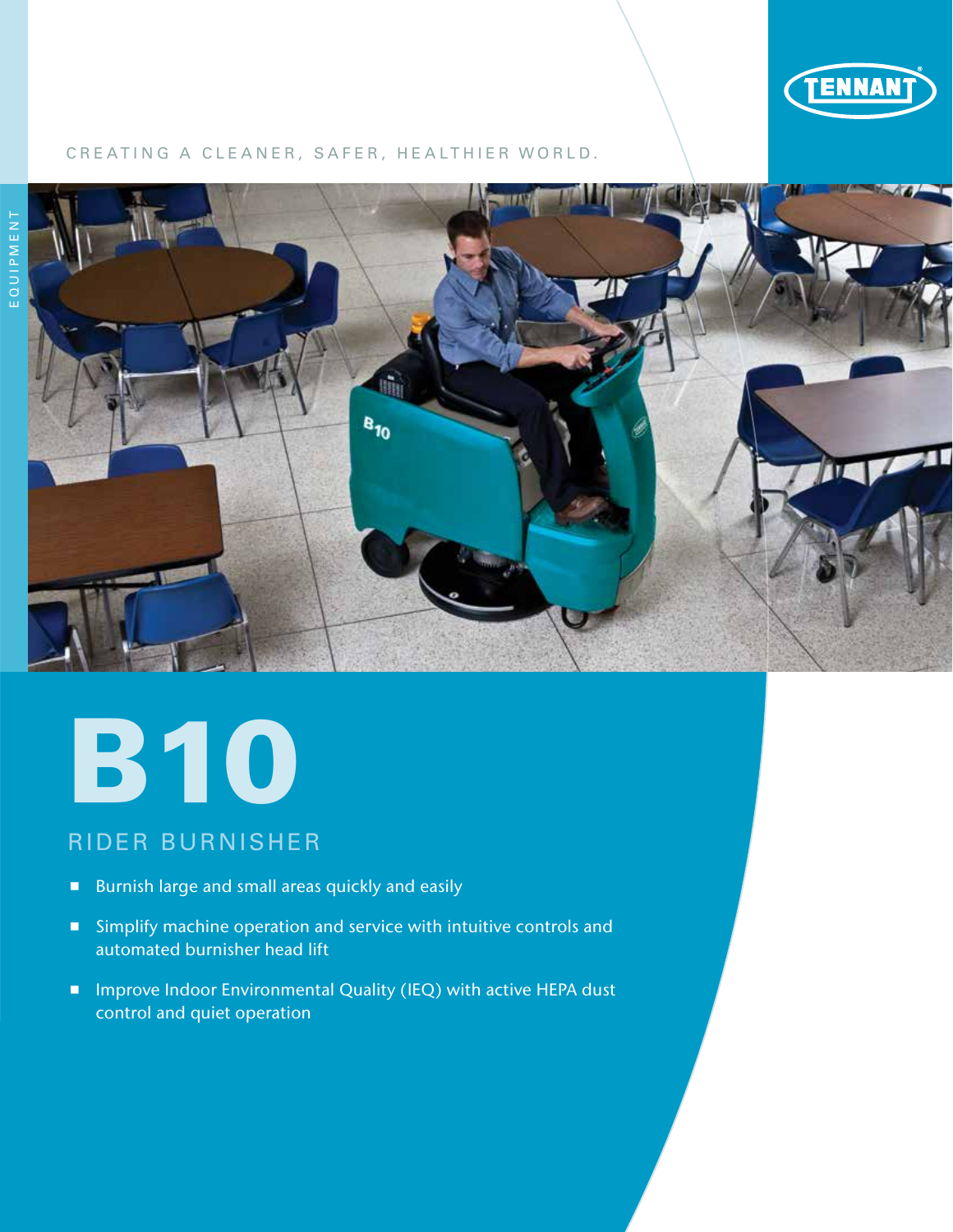TENNANT

CREATING A CLEANER, SAFER, HEALTHIER WORLD.

EQUIPMENT

# B10

## RIDER BURNISHER

- Burnish large and small areas quickly and easily
- Simplify machine operation and service with intuitive controls and automated burnisher head lift
- Improve Indoor Environmental Quality (IEQ) with active HEPA dust control and quiet operation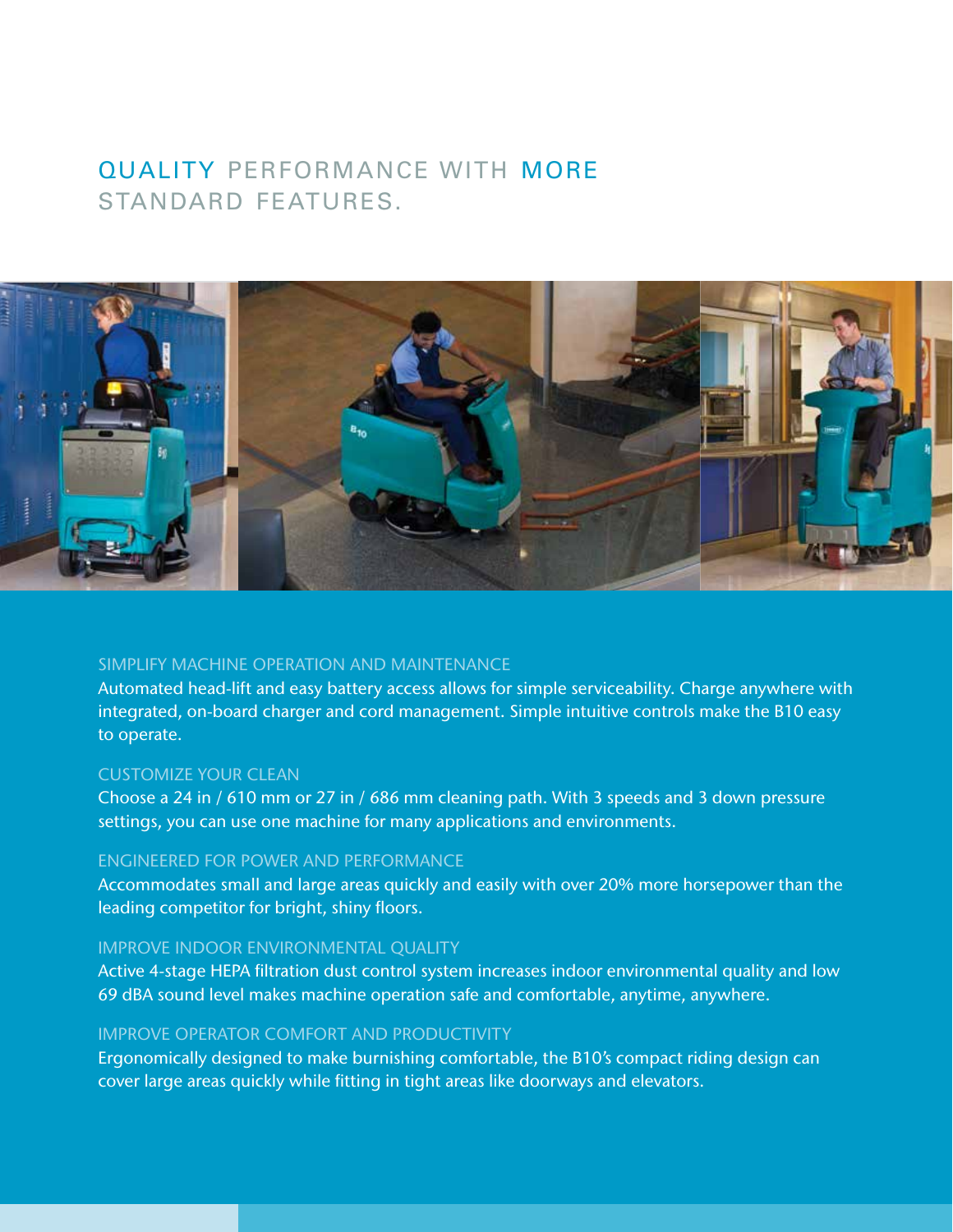# QUALITY PERFORMANCE WITH MORE STANDARD FEATURES.

### SIMPLIFY MACHINE OPERATION AND MAINTENANCE

Automated head-lift and easy battery access allows for simple serviceability. Charge anywhere with integrated, on-board charger and cord management. Simple intuitive controls make the B10 easy to operate.

### CUSTOMIZE YOUR CLEAN

Choose a 24 in / 610 mm or 27 in / 686 mm cleaning path. With 3 speeds and 3 down pressure settings, you can use one machine for many applications and environments.

### ENGINEERED FOR POWER AND PERFORMANCE

Accommodates small and large areas quickly and easily with over 20% more horsepower than the leading competitor for bright, shiny floors.

### IMPROVE INDOOR ENVIRONMENTAL QUALITY

Active 4-stage HEPA filtration dust control system increases indoor environmental quality and low 69 dBA sound level makes machine operation safe and comfortable, anytime, anywhere.

### IMPROVE OPERATOR COMFORT AND PRODUCTIVITY

Ergonomically designed to make burnishing comfortable, the B10's compact riding design can cover large areas quickly while fitting in tight areas like doorways and elevators.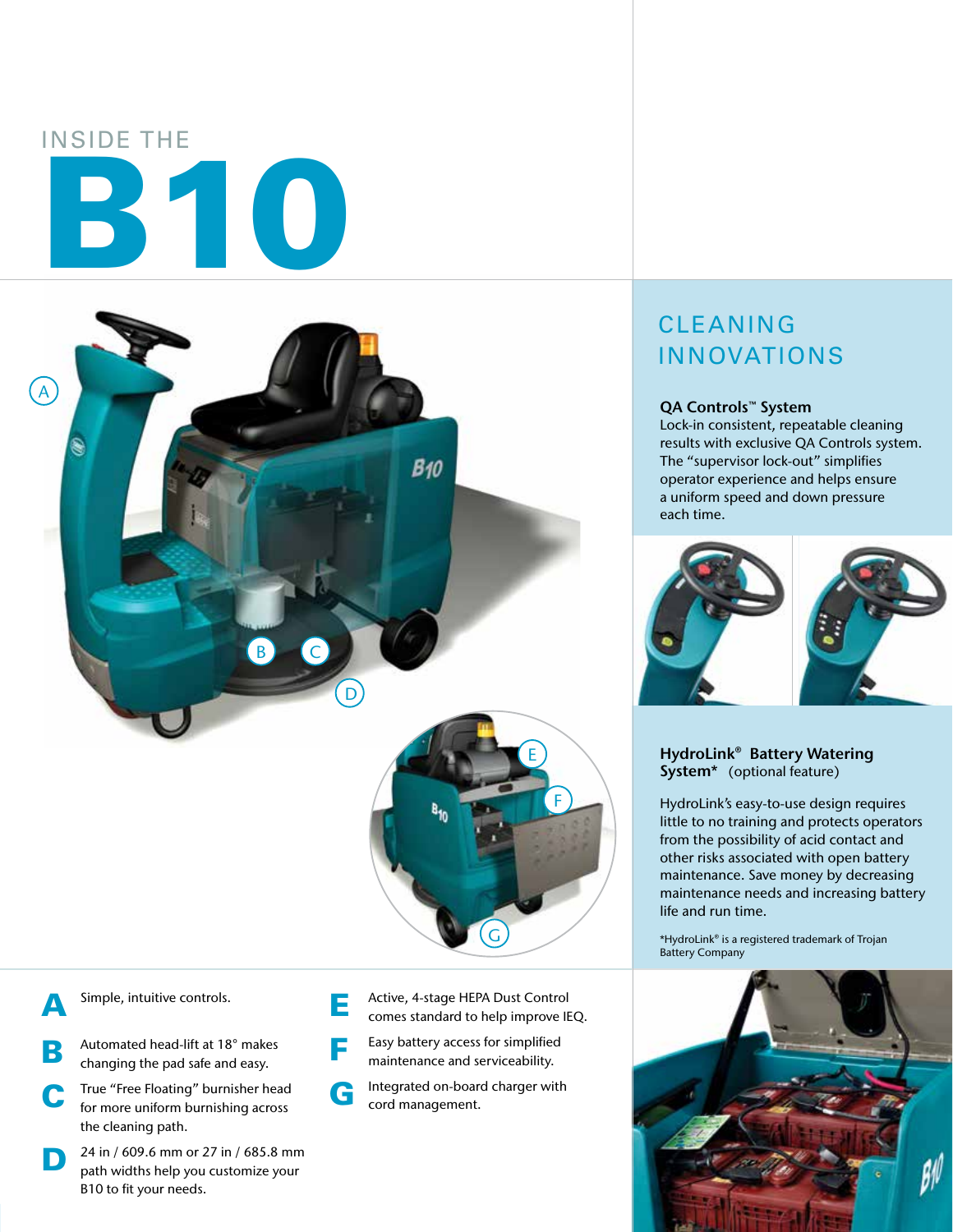INSIDE THE

# B10

A

B

C

D

E

F

G

**A** Simple, intuitive controls.

**B** Automated head-lift at 18° makes changing the pad safe and easy.

**C** True "Free Floating" burnisher head for more uniform burnishing across the cleaning path.

**D** 24 in / 609.6 mm or 27 in / 685.8 mm path widths help you customize your B10 to fit your needs.

**E** Active, 4-stage HEPA Dust Control comes standard to help improve IEQ.

**F** Easy battery access for simplified maintenance and serviceability.

**G** Integrated on-board charger with cord management.

## CLEANING INNOVATIONS

**QA Controls™ System**
Lock-in consistent, repeatable cleaning results with exclusive QA Controls system. The "supervisor lock-out" simplifies operator experience and helps ensure a uniform speed and down pressure each time.

**HydroLink® Battery Watering System*** (optional feature)

HydroLink's easy-to-use design requires little to no training and protects operators from the possibility of acid contact and other risks associated with open battery maintenance. Save money by decreasing maintenance needs and increasing battery life and run time.

*HydroLink® is a registered trademark of Trojan Battery Company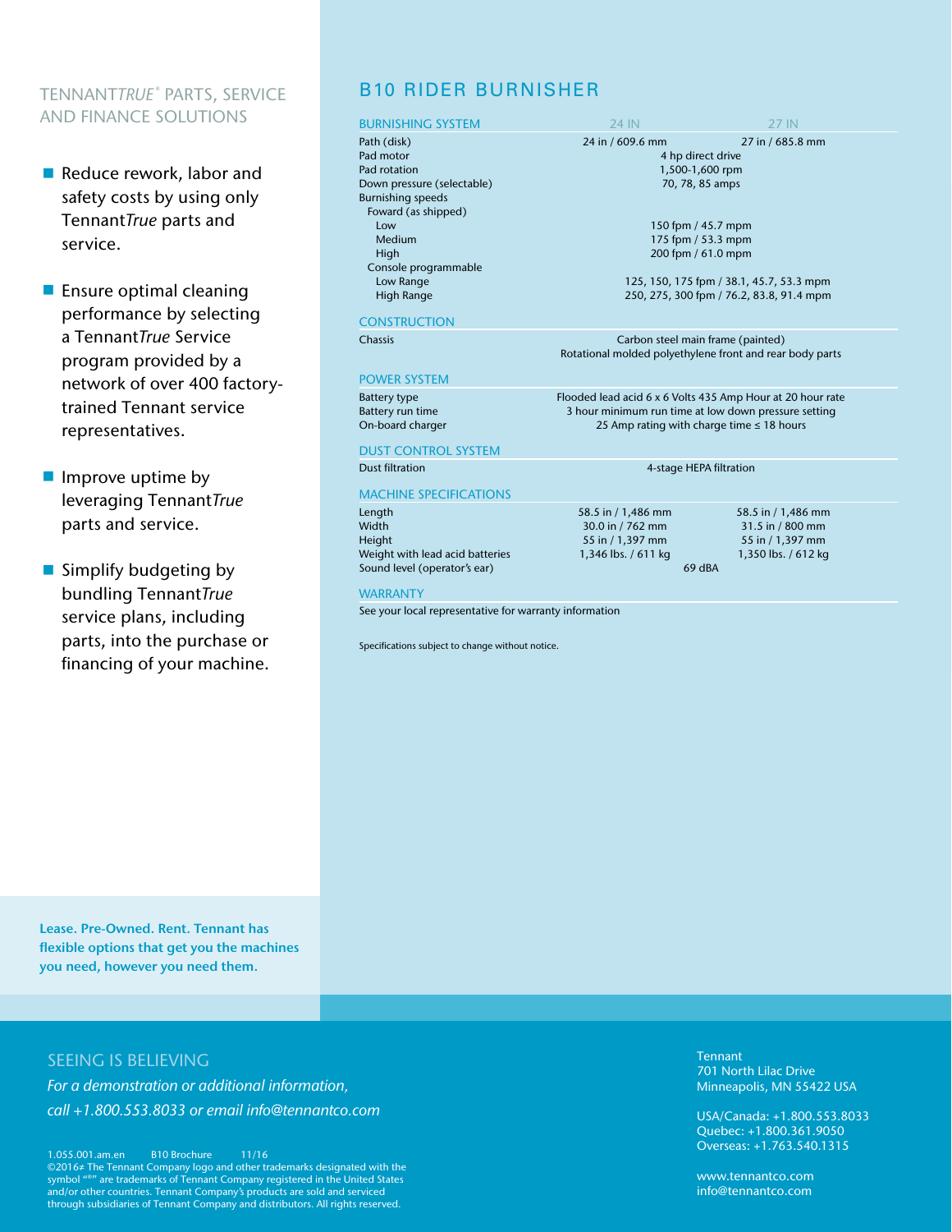## TENNANT*TRUE*® PARTS, SERVICE AND FINANCE SOLUTIONS

- Reduce rework, labor and safety costs by using only Tennant*True* parts and service.
- Ensure optimal cleaning performance by selecting a Tennant*True* Service program provided by a network of over 400 factory-trained Tennant service representatives.
- Improve uptime by leveraging Tennant*True* parts and service.
- Simplify budgeting by bundling Tennant*True* service plans, including parts, into the purchase or financing of your machine.

**Lease. Pre-Owned. Rent. Tennant has flexible options that get you the machines you need, however you need them.**

# B10 RIDER BURNISHER

| BURNISHING SYSTEM | 24 IN | 27 IN |
|---|---|---|
| Path (disk) | 24 in / 609.6 mm | 27 in / 685.8 mm |
| Pad motor | 4 hp direct drive | |
| Pad rotation | 1,500-1,600 rpm | |
| Down pressure (selectable) | 70, 78, 85 amps | |
| Burnishing speeds | | |
| Foward (as shipped) | | |
| Low | 150 fpm / 45.7 mpm | |
| Medium | 175 fpm / 53.3 mpm | |
| High | 200 fpm / 61.0 mpm | |
| Console programmable | | |
| Low Range | 125, 150, 175 fpm / 38.1, 45.7, 53.3 mpm | |
| High Range | 250, 275, 300 fpm / 76.2, 83.8, 91.4 mpm | |
| **CONSTRUCTION** | | |
| Chassis | Carbon steel main frame (painted)<br>Rotational molded polyethylene front and rear body parts | |
| **POWER SYSTEM** | | |
| Battery type | Flooded lead acid 6 x 6 Volts 435 Amp Hour at 20 hour rate | |
| Battery run time | 3 hour minimum run time at low down pressure setting | |
| On-board charger | 25 Amp rating with charge time ≤ 18 hours | |
| **DUST CONTROL SYSTEM** | | |
| Dust filtration | 4-stage HEPA filtration | |
| **MACHINE SPECIFICATIONS** | | |
| Length | 58.5 in / 1,486 mm | 58.5 in / 1,486 mm |
| Width | 30.0 in / 762 mm | 31.5 in / 800 mm |
| Height | 55 in / 1,397 mm | 55 in / 1,397 mm |
| Weight with lead acid batteries | 1,346 lbs. / 611 kg | 1,350 lbs. / 612 kg |
| Sound level (operator's ear) | 69 dBA | |

**WARRANTY**

See your local representative for warranty information

Specifications subject to change without notice.

## SEEING IS BELIEVING

*For a demonstration or additional information, call +1.800.553.8033 or email info@tennantco.com*

1.055.001.am.en B10 Brochure 11/16
©2016≠ The Tennant Company logo and other trademarks designated with the symbol "®" are trademarks of Tennant Company registered in the United States and/or other countries. Tennant Company's products are sold and serviced through subsidiaries of Tennant Company and distributors. All rights reserved.

Tennant
701 North Lilac Drive
Minneapolis, MN 55422 USA

USA/Canada: +1.800.553.8033
Quebec: +1.800.361.9050
Overseas: +1.763.540.1315

www.tennantco.com
info@tennantco.com